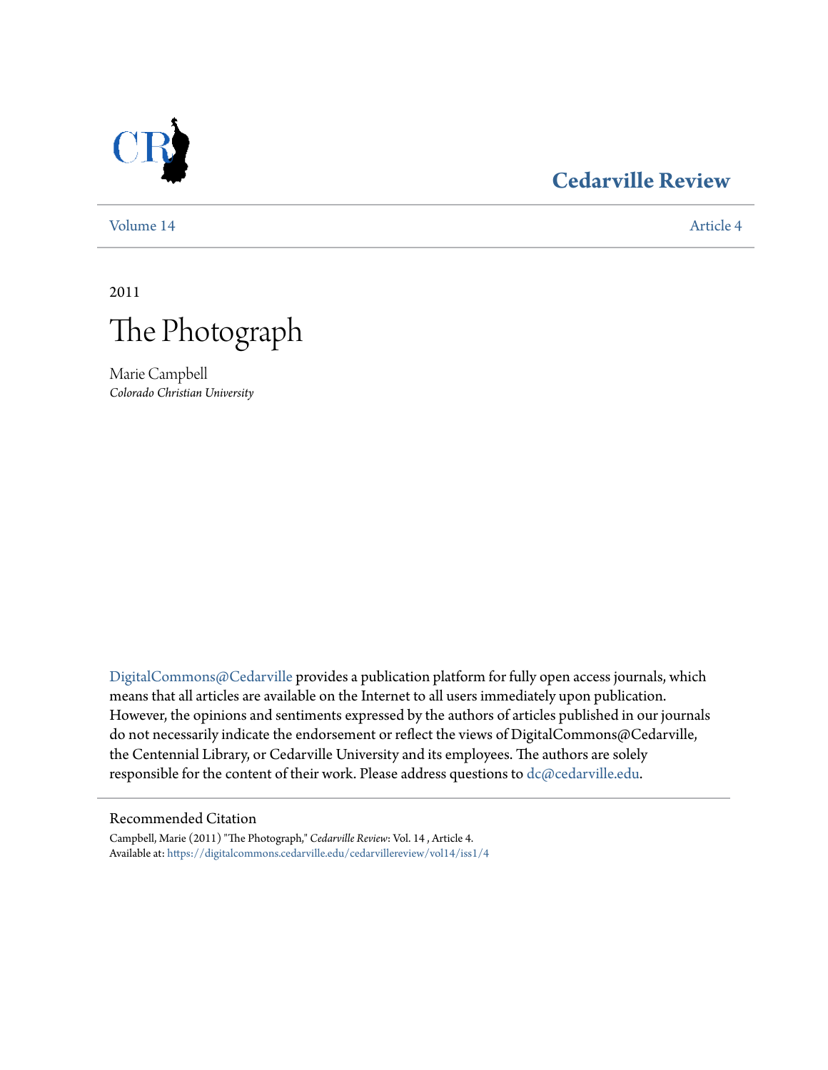Cedarville Review

Volume 14 | Article 4

2011

# The Photograph

Marie Campbell
*Colorado Christian University*

DigitalCommons@Cedarville provides a publication platform for fully open access journals, which means that all articles are available on the Internet to all users immediately upon publication. However, the opinions and sentiments expressed by the authors of articles published in our journals do not necessarily indicate the endorsement or reflect the views of DigitalCommons@Cedarville, the Centennial Library, or Cedarville University and its employees. The authors are solely responsible for the content of their work. Please address questions to dc@cedarville.edu.

## Recommended Citation

Campbell, Marie (2011) "The Photograph," *Cedarville Review*: Vol. 14 , Article 4.
Available at: https://digitalcommons.cedarville.edu/cedarvillereview/vol14/iss1/4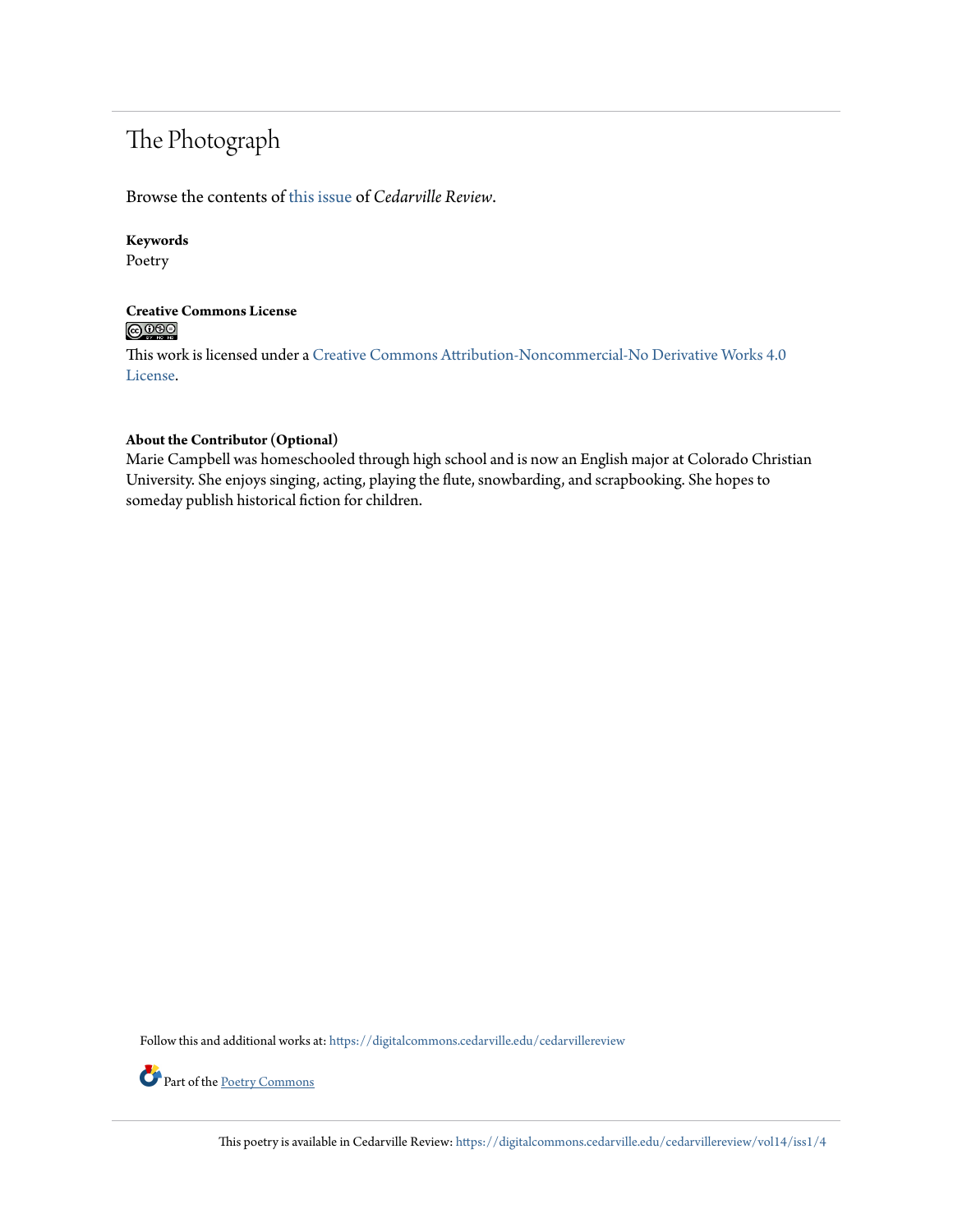# The Photograph

Browse the contents of this issue of *Cedarville Review*.

**Keywords**
Poetry

**Creative Commons License**

This work is licensed under a Creative Commons Attribution-Noncommercial-No Derivative Works 4.0 License.

**About the Contributor (Optional)**
Marie Campbell was homeschooled through high school and is now an English major at Colorado Christian University. She enjoys singing, acting, playing the flute, snowbarding, and scrapbooking. She hopes to someday publish historical fiction for children.

Follow this and additional works at: https://digitalcommons.cedarville.edu/cedarvillereview

Part of the Poetry Commons

This poetry is available in Cedarville Review: https://digitalcommons.cedarville.edu/cedarvillereview/vol14/iss1/4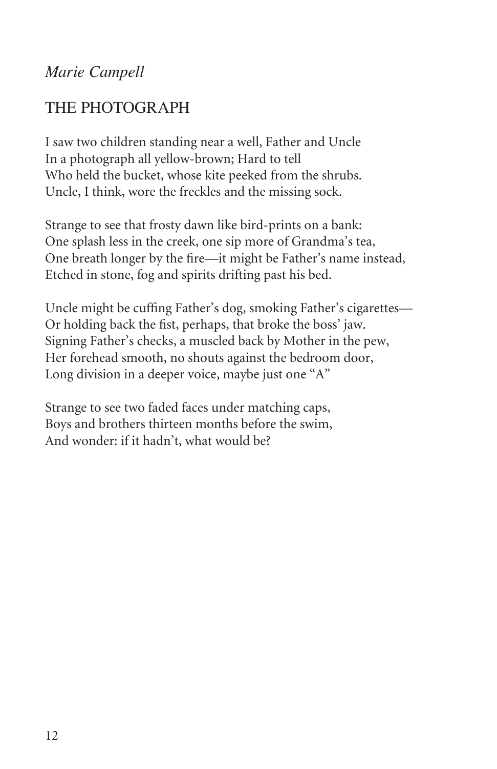*Marie Campell*

## THE PHOTOGRAPH

I saw two children standing near a well, Father and Uncle
In a photograph all yellow-brown; Hard to tell
Who held the bucket, whose kite peeked from the shrubs.
Uncle, I think, wore the freckles and the missing sock.

Strange to see that frosty dawn like bird-prints on a bank:
One splash less in the creek, one sip more of Grandma's tea,
One breath longer by the fire—it might be Father's name instead,
Etched in stone, fog and spirits drifting past his bed.

Uncle might be cuffing Father's dog, smoking Father's cigarettes—
Or holding back the fist, perhaps, that broke the boss' jaw.
Signing Father's checks, a muscled back by Mother in the pew,
Her forehead smooth, no shouts against the bedroom door,
Long division in a deeper voice, maybe just one "A"

Strange to see two faded faces under matching caps,
Boys and brothers thirteen months before the swim,
And wonder: if it hadn't, what would be?